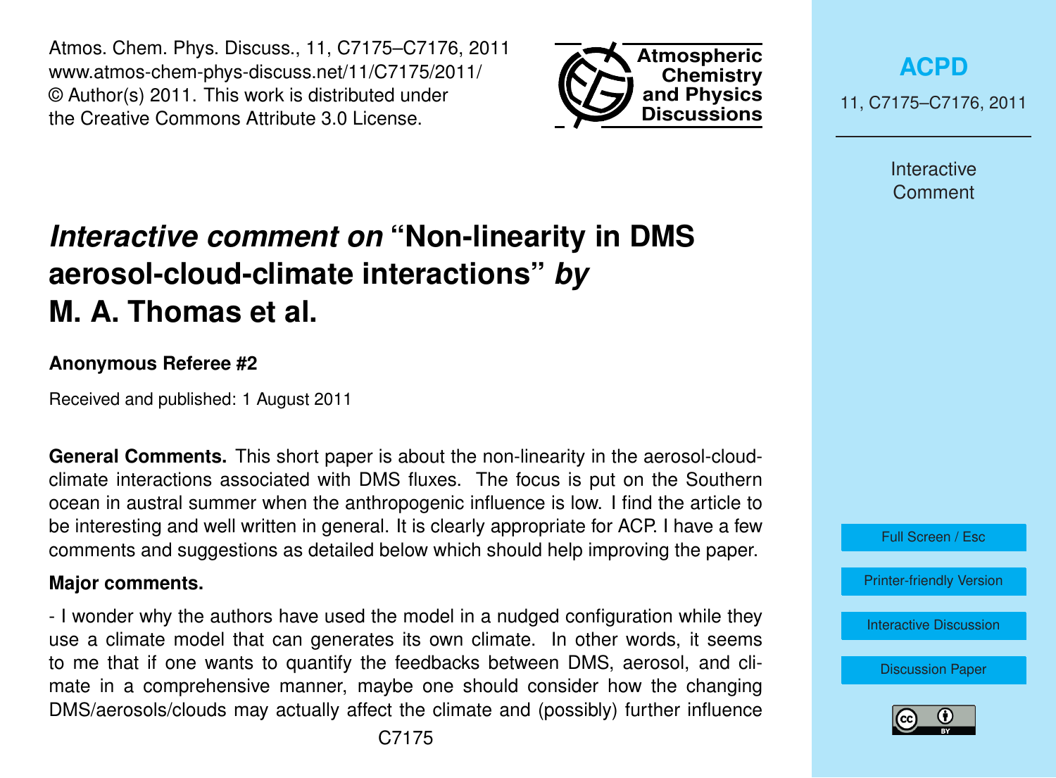# *Interactive comment on* "Non-linearity in DMS aerosol-cloud-climate interactions" *by* M. A. Thomas et al.

**Anonymous Referee #2**

Received and published: 1 August 2011

**General Comments.** This short paper is about the non-linearity in the aerosol-cloud-climate interactions associated with DMS fluxes. The focus is put on the Southern ocean in austral summer when the anthropogenic influence is low. I find the article to be interesting and well written in general. It is clearly appropriate for ACP. I have a few comments and suggestions as detailed below which should help improving the paper.

**Major comments.**

- I wonder why the authors have used the model in a nudged configuration while they use a climate model that can generates its own climate. In other words, it seems to me that if one wants to quantify the feedbacks between DMS, aerosol, and climate in a comprehensive manner, maybe one should consider how the changing DMS/aerosols/clouds may actually affect the climate and (possibly) further influence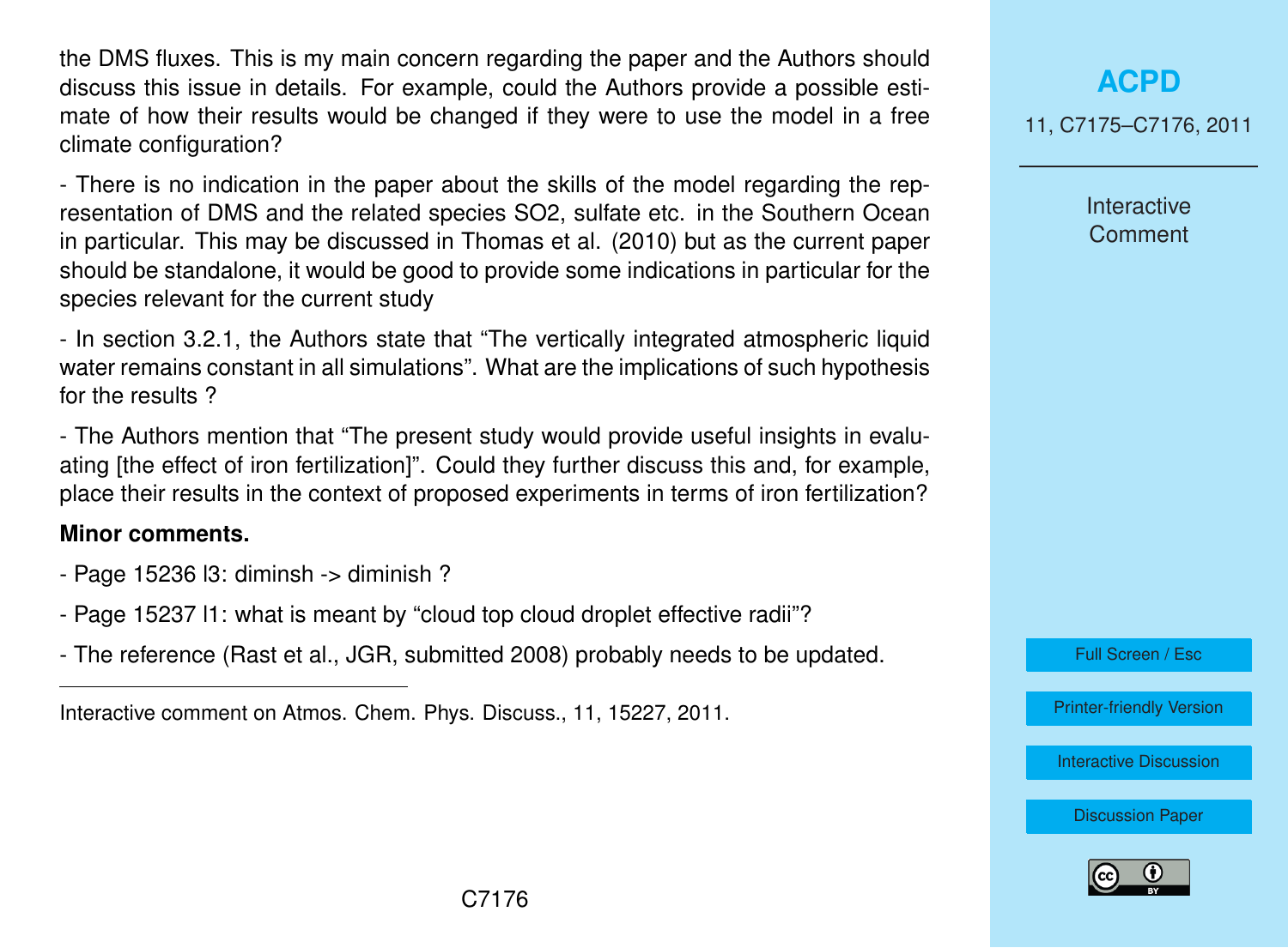the DMS fluxes. This is my main concern regarding the paper and the Authors should discuss this issue in details. For example, could the Authors provide a possible estimate of how their results would be changed if they were to use the model in a free climate configuration?

- There is no indication in the paper about the skills of the model regarding the representation of DMS and the related species $SO_2$, sulfate etc. in the Southern Ocean in particular. This may be discussed in Thomas et al. (2010) but as the current paper should be standalone, it would be good to provide some indications in particular for the species relevant for the current study

- In section 3.2.1, the Authors state that "The vertically integrated atmospheric liquid water remains constant in all simulations". What are the implications of such hypothesis for the results ?

- The Authors mention that "The present study would provide useful insights in evaluating [the effect of iron fertilization]". Could they further discuss this and, for example, place their results in the context of proposed experiments in terms of iron fertilization?

**Minor comments.**

- Page 15236 l3: diminsh -> diminish ?

- Page 15237 l1: what is meant by "cloud top cloud droplet effective radii"?

- The reference (Rast et al., JGR, submitted 2008) probably needs to be updated.

---

Interactive comment on Atmos. Chem. Phys. Discuss., 11, 15227, 2011.